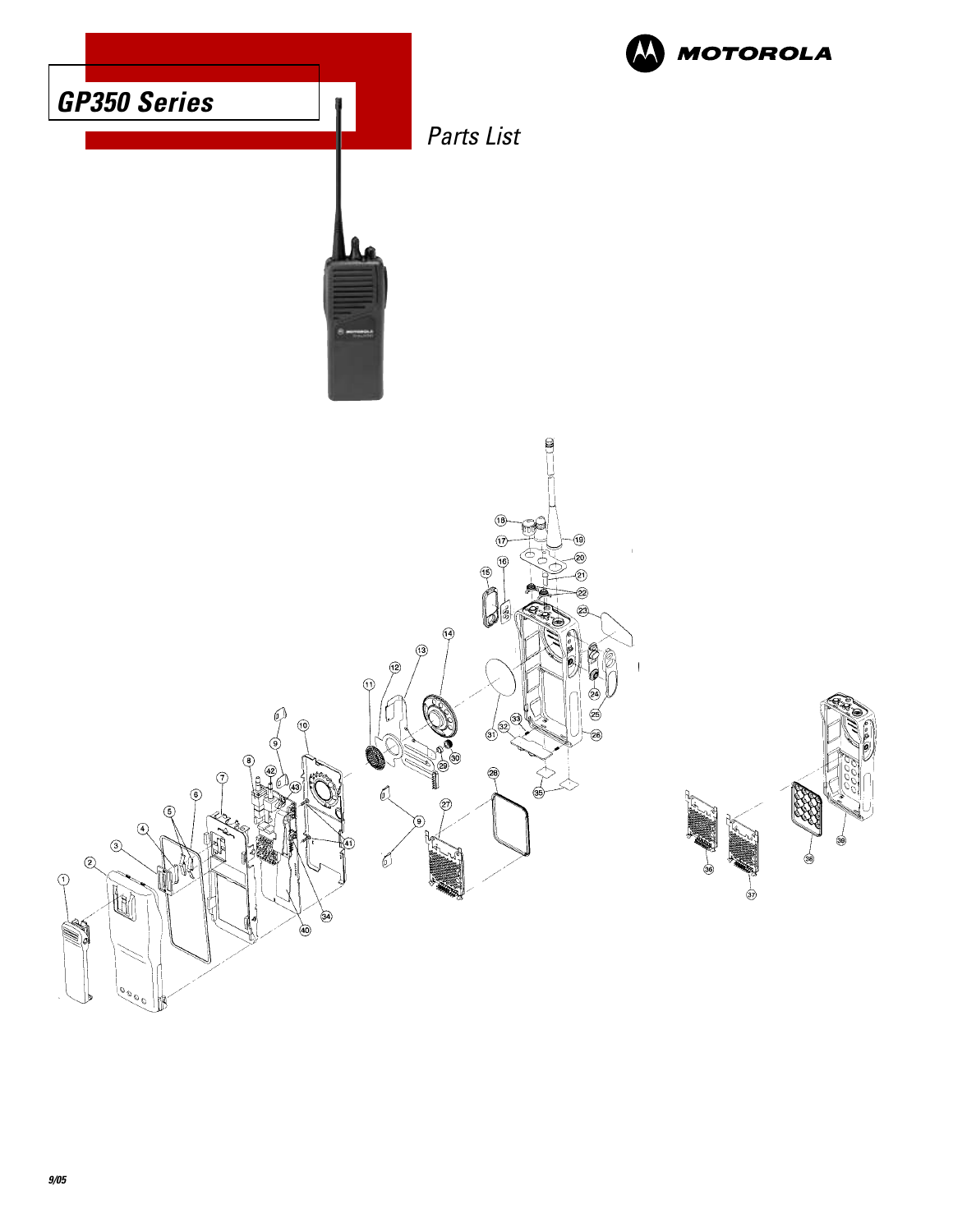# GP350 Series

MOTOROLA

*Parts List*

9/05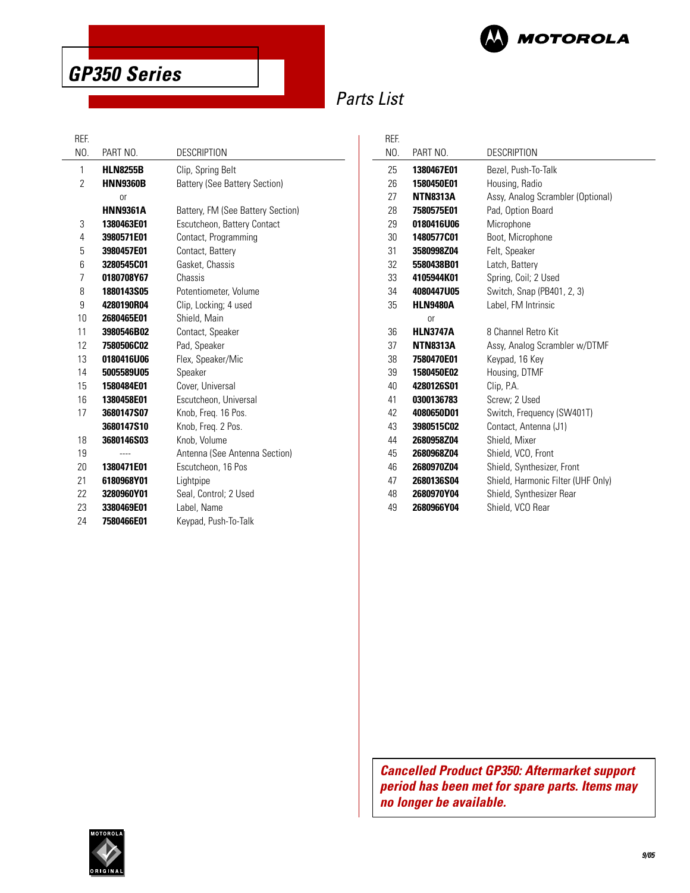# GP350 Series

## Parts List

| REF. NO. | PART NO. | DESCRIPTION |
|---|---|---|
| 1 | **HLN8255B** | Clip, Spring Belt |
| 2 | **HNN9360B** | Battery (See Battery Section) |
| | or | |
| | **HNN9361A** | Battery, FM (See Battery Section) |
| 3 | **1380463E01** | Escutcheon, Battery Contact |
| 4 | **3980571E01** | Contact, Programming |
| 5 | **3980457E01** | Contact, Battery |
| 6 | **3280545C01** | Gasket, Chassis |
| 7 | **0180708Y67** | Chassis |
| 8 | **1880143S05** | Potentiometer, Volume |
| 9 | **4280190R04** | Clip, Locking; 4 used |
| 10 | **2680465E01** | Shield, Main |
| 11 | **3980546B02** | Contact, Speaker |
| 12 | **7580506C02** | Pad, Speaker |
| 13 | **0180416U06** | Flex, Speaker/Mic |
| 14 | **5005589U05** | Speaker |
| 15 | **1580484E01** | Cover, Universal |
| 16 | **1380458E01** | Escutcheon, Universal |
| 17 | **3680147S07** | Knob, Freq. 16 Pos. |
| | **3680147S10** | Knob, Freq. 2 Pos. |
| 18 | **3680146S03** | Knob, Volume |
| 19 | ---- | Antenna (See Antenna Section) |
| 20 | **1380471E01** | Escutcheon, 16 Pos |
| 21 | **6180968Y01** | Lightpipe |
| 22 | **3280960Y01** | Seal, Control; 2 Used |
| 23 | **3380469E01** | Label, Name |
| 24 | **7580466E01** | Keypad, Push-To-Talk |
| 25 | **1380467E01** | Bezel, Push-To-Talk |
| 26 | **1580450E01** | Housing, Radio |
| 27 | **NTN8313A** | Assy, Analog Scrambler (Optional) |
| 28 | **7580575E01** | Pad, Option Board |
| 29 | **0180416U06** | Microphone |
| 30 | **1480577C01** | Boot, Microphone |
| 31 | **3580998Z04** | Felt, Speaker |
| 32 | **5580438B01** | Latch, Battery |
| 33 | **4105944K01** | Spring, Coil; 2 Used |
| 34 | **4080447U05** | Switch, Snap (PB401, 2, 3) |
| 35 | **HLN9480A** | Label, FM Intrinsic |
| | or | |
| 36 | **HLN3747A** | 8 Channel Retro Kit |
| 37 | **NTN8313A** | Assy, Analog Scrambler w/DTMF |
| 38 | **7580470E01** | Keypad, 16 Key |
| 39 | **1580450E02** | Housing, DTMF |
| 40 | **4280126S01** | Clip, P.A. |
| 41 | **0300136783** | Screw; 2 Used |
| 42 | **4080650D01** | Switch, Frequency (SW401T) |
| 43 | **3980515C02** | Contact, Antenna (J1) |
| 44 | **2680958Z04** | Shield, Mixer |
| 45 | **2680968Z04** | Shield, VCO, Front |
| 46 | **2680970Z04** | Shield, Synthesizer, Front |
| 47 | **2680136S04** | Shield, Harmonic Filter (UHF Only) |
| 48 | **2680970Y04** | Shield, Synthesizer Rear |
| 49 | **2680966Y04** | Shield, VCO Rear |

***Cancelled Product GP350: Aftermarket support period has been met for spare parts. Items may no longer be available.***

9/05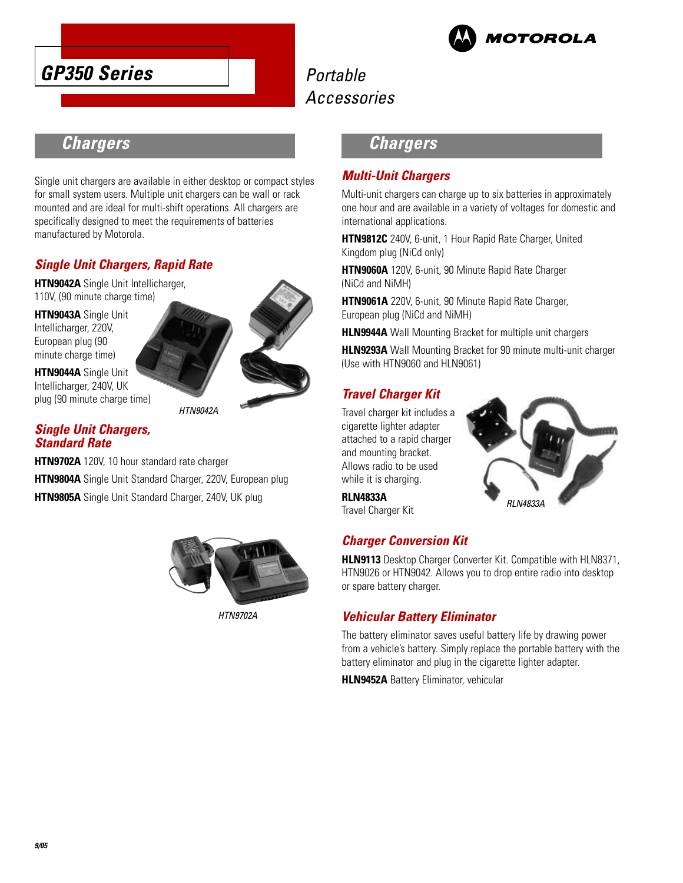# GP350 Series

Portable Accessories

## Chargers

Single unit chargers are available in either desktop or compact styles for small system users. Multiple unit chargers can be wall or rack mounted and are ideal for multi-shift operations. All chargers are specifically designed to meet the requirements of batteries manufactured by Motorola.

### Single Unit Chargers, Rapid Rate

**HTN9042A** Single Unit Intellicharger, 110V, (90 minute charge time)

**HTN9043A** Single Unit Intellicharger, 220V, European plug (90 minute charge time)

**HTN9044A** Single Unit Intellicharger, 240V, UK plug (90 minute charge time)

HTN9042A

### Single Unit Chargers, Standard Rate

**HTN9702A** 120V, 10 hour standard rate charger

**HTN9804A** Single Unit Standard Charger, 220V, European plug

**HTN9805A** Single Unit Standard Charger, 240V, UK plug

HTN9702A

## Chargers

### Multi-Unit Chargers

Multi-unit chargers can charge up to six batteries in approximately one hour and are available in a variety of voltages for domestic and international applications.

**HTN9812C** 240V, 6-unit, 1 Hour Rapid Rate Charger, United Kingdom plug (NiCd only)

**HTN9060A** 120V, 6-unit, 90 Minute Rapid Rate Charger (NiCd and NiMH)

**HTN9061A** 220V, 6-unit, 90 Minute Rapid Rate Charger, European plug (NiCd and NiMH)

**HLN9944A** Wall Mounting Bracket for multiple unit chargers

**HLN9293A** Wall Mounting Bracket for 90 minute multi-unit charger (Use with HTN9060 and HLN9061)

### Travel Charger Kit

Travel charger kit includes a cigarette lighter adapter attached to a rapid charger and mounting bracket. Allows radio to be used while it is charging.

**RLN4833A**
Travel Charger Kit

RLN4833A

### Charger Conversion Kit

**HLN9113** Desktop Charger Converter Kit. Compatible with HLN8371, HTN9026 or HTN9042. Allows you to drop entire radio into desktop or spare battery charger.

### Vehicular Battery Eliminator

The battery eliminator saves useful battery life by drawing power from a vehicle's battery. Simply replace the portable battery with the battery eliminator and plug in the cigarette lighter adapter.

**HLN9452A** Battery Eliminator, vehicular

9/05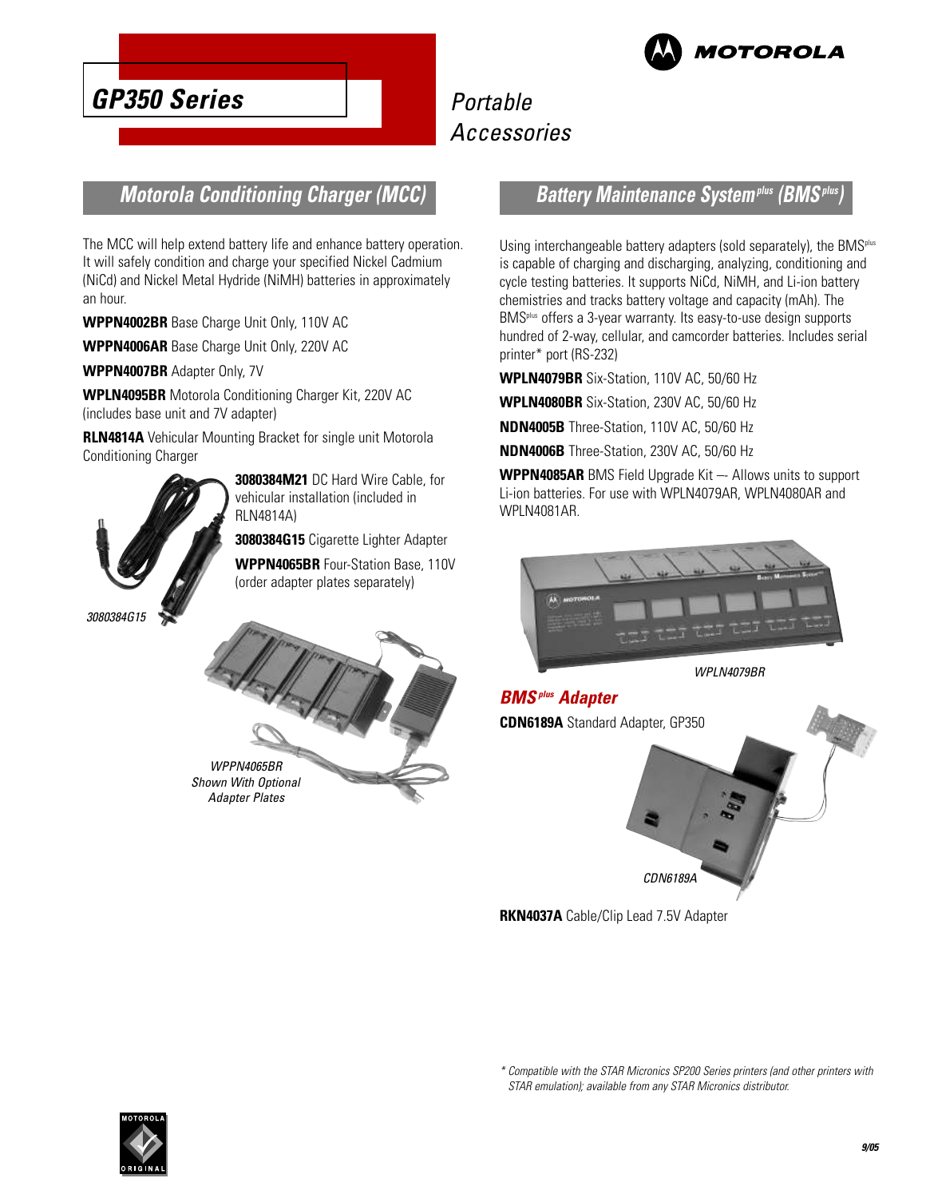# GP350 Series

Portable Accessories

## Motorola Conditioning Charger (MCC)

The MCC will help extend battery life and enhance battery operation. It will safely condition and charge your specified Nickel Cadmium (NiCd) and Nickel Metal Hydride (NiMH) batteries in approximately an hour.

**WPPN4002BR** Base Charge Unit Only, 110V AC

**WPPN4006AR** Base Charge Unit Only, 220V AC

**WPPN4007BR** Adapter Only, 7V

**WPLN4095BR** Motorola Conditioning Charger Kit, 220V AC (includes base unit and 7V adapter)

**RLN4814A** Vehicular Mounting Bracket for single unit Motorola Conditioning Charger

**3080384M21** DC Hard Wire Cable, for vehicular installation (included in RLN4814A)

**3080384G15** Cigarette Lighter Adapter

**WPPN4065BR** Four-Station Base, 110V (order adapter plates separately)

*3080384G15*

*WPPN4065BR Shown With Optional Adapter Plates*

## Battery Maintenance System[plus] (BMS[plus])

Using interchangeable battery adapters (sold separately), the BMS[plus] is capable of charging and discharging, analyzing, conditioning and cycle testing batteries. It supports NiCd, NiMH, and Li-ion battery chemistries and tracks battery voltage and capacity (mAh). The BMS[plus] offers a 3-year warranty. Its easy-to-use design supports hundred of 2-way, cellular, and camcorder batteries. Includes serial printer* port (RS-232)

**WPLN4079BR** Six-Station, 110V AC, 50/60 Hz

**WPLN4080BR** Six-Station, 230V AC, 50/60 Hz

**NDN4005B** Three-Station, 110V AC, 50/60 Hz

**NDN4006B** Three-Station, 230V AC, 50/60 Hz

**WPPN4085AR** BMS Field Upgrade Kit –- Allows units to support Li-ion batteries. For use with WPLN4079AR, WPLN4080AR and WPLN4081AR.

*WPLN4079BR*

### BMS[plus] Adapter

**CDN6189A** Standard Adapter, GP350

*CDN6189A*

**RKN4037A** Cable/Clip Lead 7.5V Adapter

* *Compatible with the STAR Micronics SP200 Series printers (and other printers with STAR emulation); available from any STAR Micronics distributor.*

9/05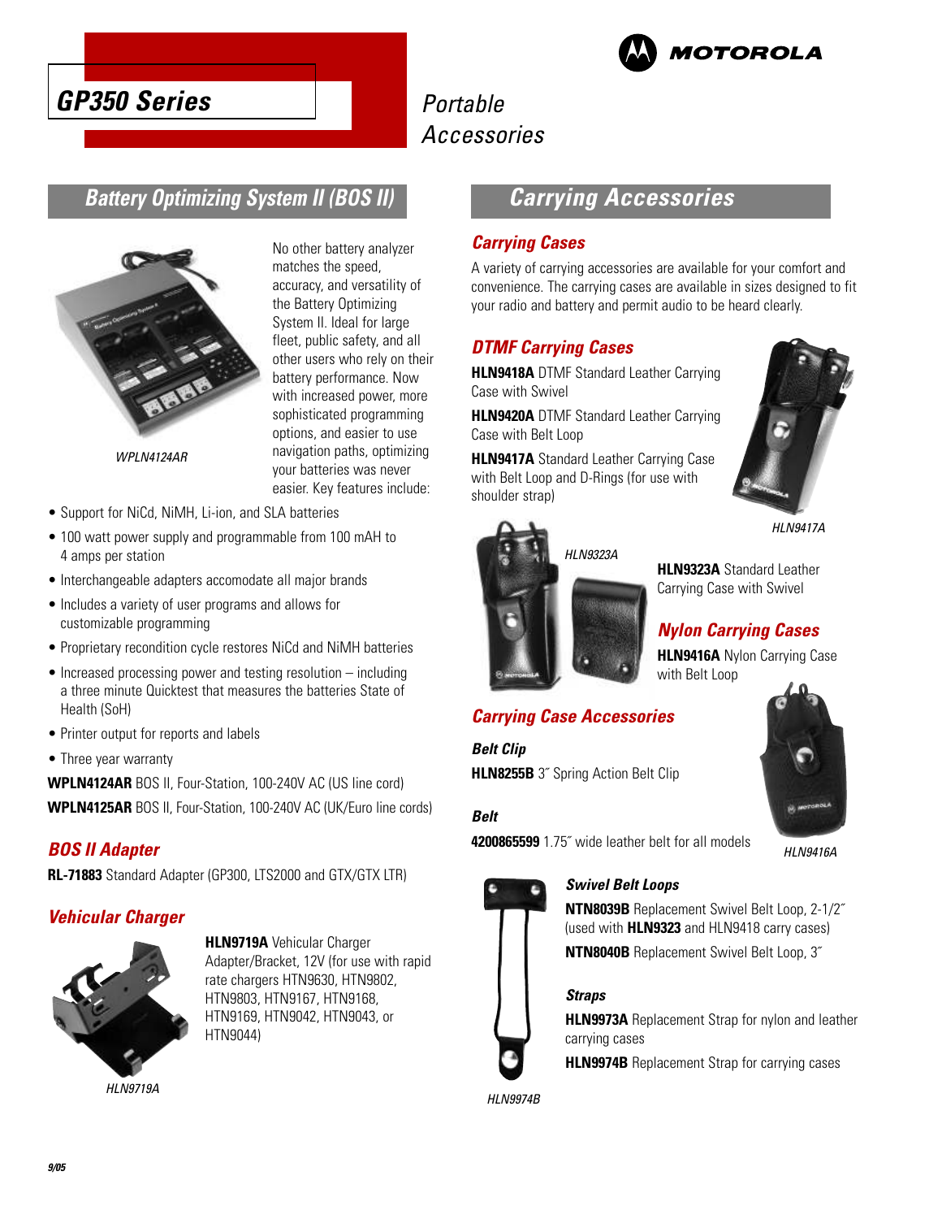# GP350 Series

Portable Accessories

## Battery Optimizing System II (BOS II)

WPLN4124AR

No other battery analyzer matches the speed, accuracy, and versatility of the Battery Optimizing System II. Ideal for large fleet, public safety, and all other users who rely on their battery performance. Now with increased power, more sophisticated programming options, and easier to use navigation paths, optimizing your batteries was never easier. Key features include:

- Support for NiCd, NiMH, Li-ion, and SLA batteries
- 100 watt power supply and programmable from 100 mAH to 4 amps per station
- Interchangeable adapters accomodate all major brands
- Includes a variety of user programs and allows for customizable programming
- Proprietary recondition cycle restores NiCd and NiMH batteries
- Increased processing power and testing resolution – including a three minute Quicktest that measures the batteries State of Health (SoH)
- Printer output for reports and labels
- Three year warranty

**WPLN4124AR** BOS II, Four-Station, 100-240V AC (US line cord)

**WPLN4125AR** BOS II, Four-Station, 100-240V AC (UK/Euro line cords)

### BOS II Adapter

**RL-71883** Standard Adapter (GP300, LTS2000 and GTX/GTX LTR)

### Vehicular Charger

**HLN9719A** Vehicular Charger Adapter/Bracket, 12V (for use with rapid rate chargers HTN9630, HTN9802, HTN9803, HTN9167, HTN9168, HTN9169, HTN9042, HTN9043, or HTN9044)

HLN9719A

## Carrying Accessories

### Carrying Cases

A variety of carrying accessories are available for your comfort and convenience. The carrying cases are available in sizes designed to fit your radio and battery and permit audio to be heard clearly.

### DTMF Carrying Cases

**HLN9418A** DTMF Standard Leather Carrying Case with Swivel

**HLN9420A** DTMF Standard Leather Carrying Case with Belt Loop

**HLN9417A** Standard Leather Carrying Case with Belt Loop and D-Rings (for use with shoulder strap)

HLN9417A

HLN9323A

**HLN9323A** Standard Leather Carrying Case with Swivel

### Nylon Carrying Cases

**HLN9416A** Nylon Carrying Case with Belt Loop

HLN9416A

### Carrying Case Accessories

**Belt Clip**

**HLN8255B** 3˝ Spring Action Belt Clip

**Belt**

**4200865599** 1.75˝ wide leather belt for all models

**Swivel Belt Loops**

**NTN8039B** Replacement Swivel Belt Loop, 2-1/2˝ (used with **HLN9323** and HLN9418 carry cases)

**NTN8040B** Replacement Swivel Belt Loop, 3˝

**Straps**

**HLN9973A** Replacement Strap for nylon and leather carrying cases

**HLN9974B** Replacement Strap for carrying cases

HLN9974B

9/05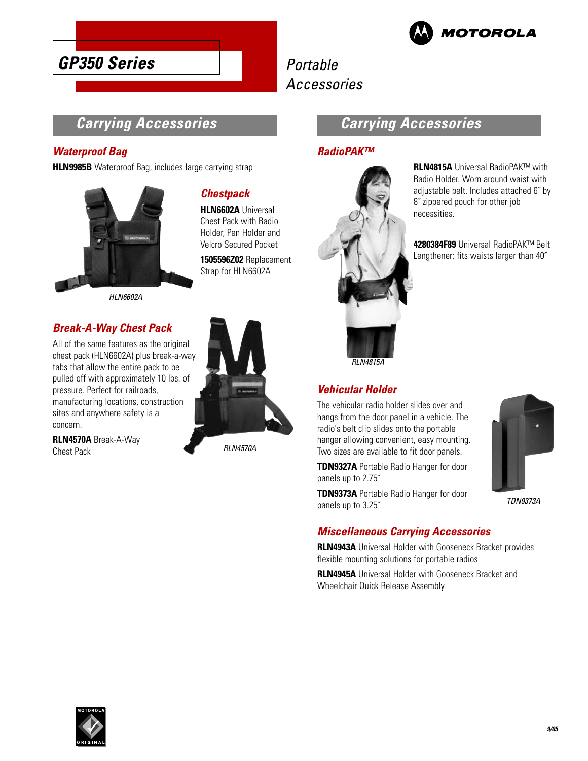# GP350 Series

## Portable Accessories

## Carrying Accessories

### Waterproof Bag

**HLN9985B** Waterproof Bag, includes large carrying strap

### Chestpack

**HLN6602A** Universal Chest Pack with Radio Holder, Pen Holder and Velcro Secured Pocket

**1505596Z02** Replacement Strap for HLN6602A

HLN6602A

### Break-A-Way Chest Pack

All of the same features as the original chest pack (HLN6602A) plus break-a-way tabs that allow the entire pack to be pulled off with approximately 10 lbs. of pressure. Perfect for railroads, manufacturing locations, construction sites and anywhere safety is a concern.

**RLN4570A** Break-A-Way Chest Pack

RLN4570A

## Carrying Accessories

### RadioPAK™

**RLN4815A** Universal RadioPAK™ with Radio Holder. Worn around waist with adjustable belt. Includes attached 6˝ by 8˝ zippered pouch for other job necessities.

**4280384F89** Universal RadioPAK™ Belt Lengthener; fits waists larger than 40˝

RLN4815A

### Vehicular Holder

The vehicular radio holder slides over and hangs from the door panel in a vehicle. The radio's belt clip slides onto the portable hanger allowing convenient, easy mounting. Two sizes are available to fit door panels.

**TDN9327A** Portable Radio Hanger for door panels up to 2.75˝

**TDN9373A** Portable Radio Hanger for door panels up to 3.25˝

TDN9373A

### Miscellaneous Carrying Accessories

**RLN4943A** Universal Holder with Gooseneck Bracket provides flexible mounting solutions for portable radios

**RLN4945A** Universal Holder with Gooseneck Bracket and Wheelchair Quick Release Assembly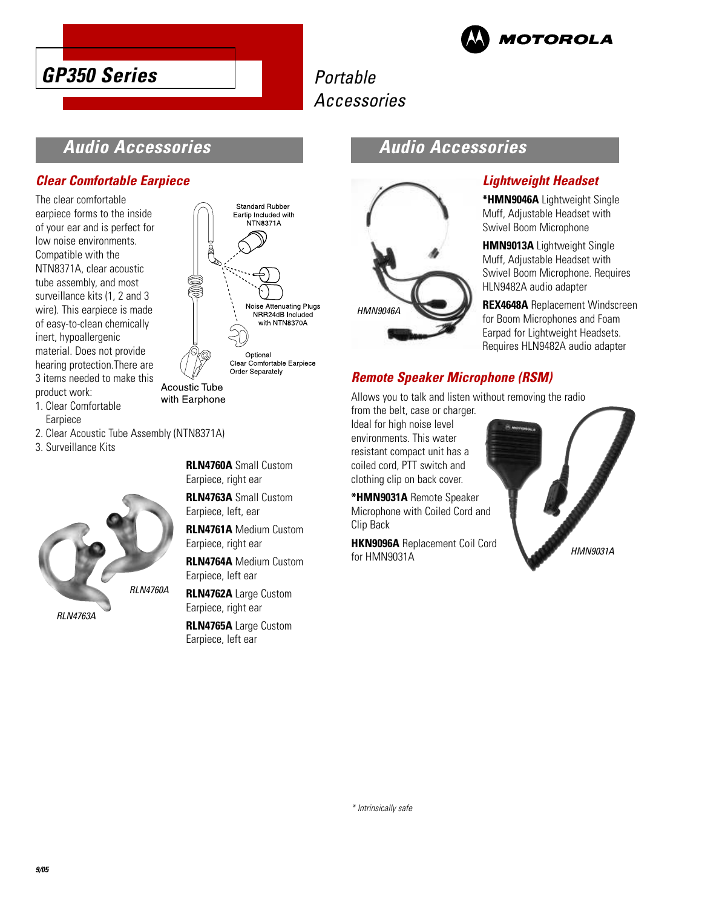# GP350 Series

Portable Accessories

## Audio Accessories

### Clear Comfortable Earpiece

The clear comfortable earpiece forms to the inside of your ear and is perfect for low noise environments. Compatible with the NTN8371A, clear acoustic tube assembly, and most surveillance kits (1, 2 and 3 wire). This earpiece is made of easy-to-clean chemically inert, hypoallergenic material. Does not provide hearing protection.There are 3 items needed to make this product work:

1. Clear Comfortable Earpiece
2. Clear Acoustic Tube Assembly (NTN8371A)
3. Surveillance Kits

Standard Rubber Eartip Included with NTN8371A

Noise Attenuating Plugs NRR24dB Included with NTN8370A

Optional Clear Comfortable Earpiece Order Separately

Acoustic Tube with Earphone

RLN4760A

RLN4763A

**RLN4760A** Small Custom Earpiece, right ear

**RLN4763A** Small Custom Earpiece, left, ear

**RLN4761A** Medium Custom Earpiece, right ear

**RLN4764A** Medium Custom Earpiece, left ear

**RLN4762A** Large Custom Earpiece, right ear

**RLN4765A** Large Custom Earpiece, left ear

## Audio Accessories

### Lightweight Headset

HMN9046A

**\*HMN9046A** Lightweight Single Muff, Adjustable Headset with Swivel Boom Microphone

**HMN9013A** Lightweight Single Muff, Adjustable Headset with Swivel Boom Microphone. Requires HLN9482A audio adapter

**REX4648A** Replacement Windscreen for Boom Microphones and Foam Earpad for Lightweight Headsets. Requires HLN9482A audio adapter

### Remote Speaker Microphone (RSM)

Allows you to talk and listen without removing the radio from the belt, case or charger. Ideal for high noise level environments. This water resistant compact unit has a coiled cord, PTT switch and clothing clip on back cover.

**\*HMN9031A** Remote Speaker Microphone with Coiled Cord and Clip Back

**HKN9096A** Replacement Coil Cord for HMN9031A

HMN9031A

\* Intrinsically safe

9/05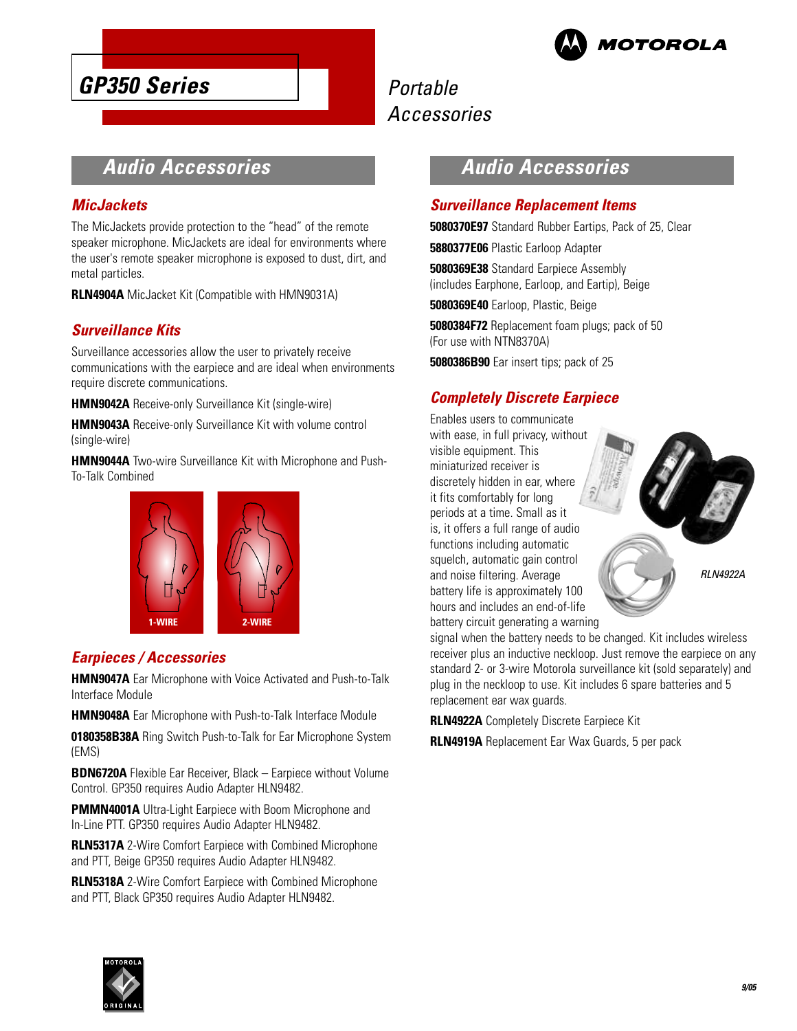# GP350 Series

Portable Accessories

## Audio Accessories

### MicJackets

The MicJackets provide protection to the "head" of the remote speaker microphone. MicJackets are ideal for environments where the user's remote speaker microphone is exposed to dust, dirt, and metal particles.

**RLN4904A** MicJacket Kit (Compatible with HMN9031A)

### Surveillance Kits

Surveillance accessories allow the user to privately receive communications with the earpiece and are ideal when environments require discrete communications.

**HMN9042A** Receive-only Surveillance Kit (single-wire)

**HMN9043A** Receive-only Surveillance Kit with volume control (single-wire)

**HMN9044A** Two-wire Surveillance Kit with Microphone and Push-To-Talk Combined

1-WIRE

2-WIRE

### Earpieces / Accessories

**HMN9047A** Ear Microphone with Voice Activated and Push-to-Talk Interface Module

**HMN9048A** Ear Microphone with Push-to-Talk Interface Module

**0180358B38A** Ring Switch Push-to-Talk for Ear Microphone System (EMS)

**BDN6720A** Flexible Ear Receiver, Black – Earpiece without Volume Control. GP350 requires Audio Adapter HLN9482.

**PMMN4001A** Ultra-Light Earpiece with Boom Microphone and In-Line PTT. GP350 requires Audio Adapter HLN9482.

**RLN5317A** 2-Wire Comfort Earpiece with Combined Microphone and PTT, Beige GP350 requires Audio Adapter HLN9482.

**RLN5318A** 2-Wire Comfort Earpiece with Combined Microphone and PTT, Black GP350 requires Audio Adapter HLN9482.

## Audio Accessories

### Surveillance Replacement Items

**5080370E97** Standard Rubber Eartips, Pack of 25, Clear

**5880377E06** Plastic Earloop Adapter

**5080369E38** Standard Earpiece Assembly (includes Earphone, Earloop, and Eartip), Beige

**5080369E40** Earloop, Plastic, Beige

**5080384F72** Replacement foam plugs; pack of 50 (For use with NTN8370A)

**5080386B90** Ear insert tips; pack of 25

### Completely Discrete Earpiece

Enables users to communicate with ease, in full privacy, without visible equipment. This miniaturized receiver is discretely hidden in ear, where it fits comfortably for long periods at a time. Small as it is, it offers a full range of audio functions including automatic squelch, automatic gain control and noise filtering. Average battery life is approximately 100 hours and includes an end-of-life battery circuit generating a warning signal when the battery needs to be changed. Kit includes wireless receiver plus an inductive neckloop. Just remove the earpiece on any standard 2- or 3-wire Motorola surveillance kit (sold separately) and plug in the neckloop to use. Kit includes 6 spare batteries and 5 replacement ear wax guards.

RLN4922A

**RLN4922A** Completely Discrete Earpiece Kit

**RLN4919A** Replacement Ear Wax Guards, 5 per pack

9/05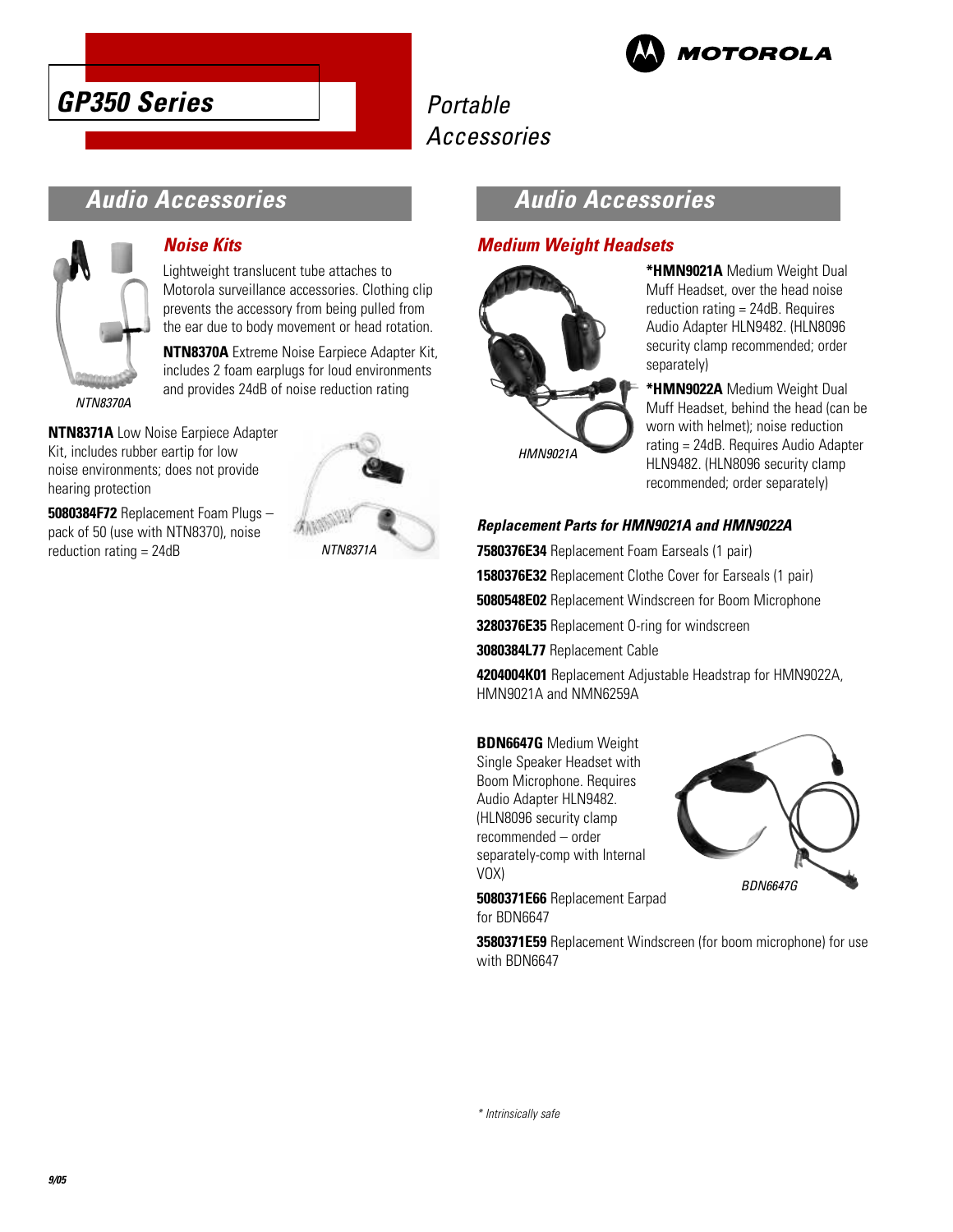# GP350 Series

*Portable Accessories*

## Audio Accessories

### *Noise Kits*

Lightweight translucent tube attaches to Motorola surveillance accessories. Clothing clip prevents the accessory from being pulled from the ear due to body movement or head rotation.

**NTN8370A** Extreme Noise Earpiece Adapter Kit, includes 2 foam earplugs for loud environments and provides 24dB of noise reduction rating

*NTN8370A*

**NTN8371A** Low Noise Earpiece Adapter Kit, includes rubber eartip for low noise environments; does not provide hearing protection

**5080384F72** Replacement Foam Plugs – pack of 50 (use with NTN8370), noise reduction rating = 24dB

*NTN8371A*

## Audio Accessories

### *Medium Weight Headsets*

**\*HMN9021A** Medium Weight Dual Muff Headset, over the head noise reduction rating = 24dB. Requires Audio Adapter HLN9482. (HLN8096 security clamp recommended; order separately)

**\*HMN9022A** Medium Weight Dual Muff Headset, behind the head (can be worn with helmet); noise reduction rating = 24dB. Requires Audio Adapter HLN9482. (HLN8096 security clamp recommended; order separately)

*HMN9021A*

#### *Replacement Parts for HMN9021A and HMN9022A*

**7580376E34** Replacement Foam Earseals (1 pair)

**1580376E32** Replacement Clothe Cover for Earseals (1 pair)

**5080548E02** Replacement Windscreen for Boom Microphone

**3280376E35** Replacement O-ring for windscreen

**3080384L77** Replacement Cable

**4204004K01** Replacement Adjustable Headstrap for HMN9022A, HMN9021A and NMN6259A

**BDN6647G** Medium Weight Single Speaker Headset with Boom Microphone. Requires Audio Adapter HLN9482. (HLN8096 security clamp recommended – order separately-comp with Internal VOX)

*BDN6647G*

**5080371E66** Replacement Earpad for BDN6647

**3580371E59** Replacement Windscreen (for boom microphone) for use with BDN6647

*\* Intrinsically safe*

9/05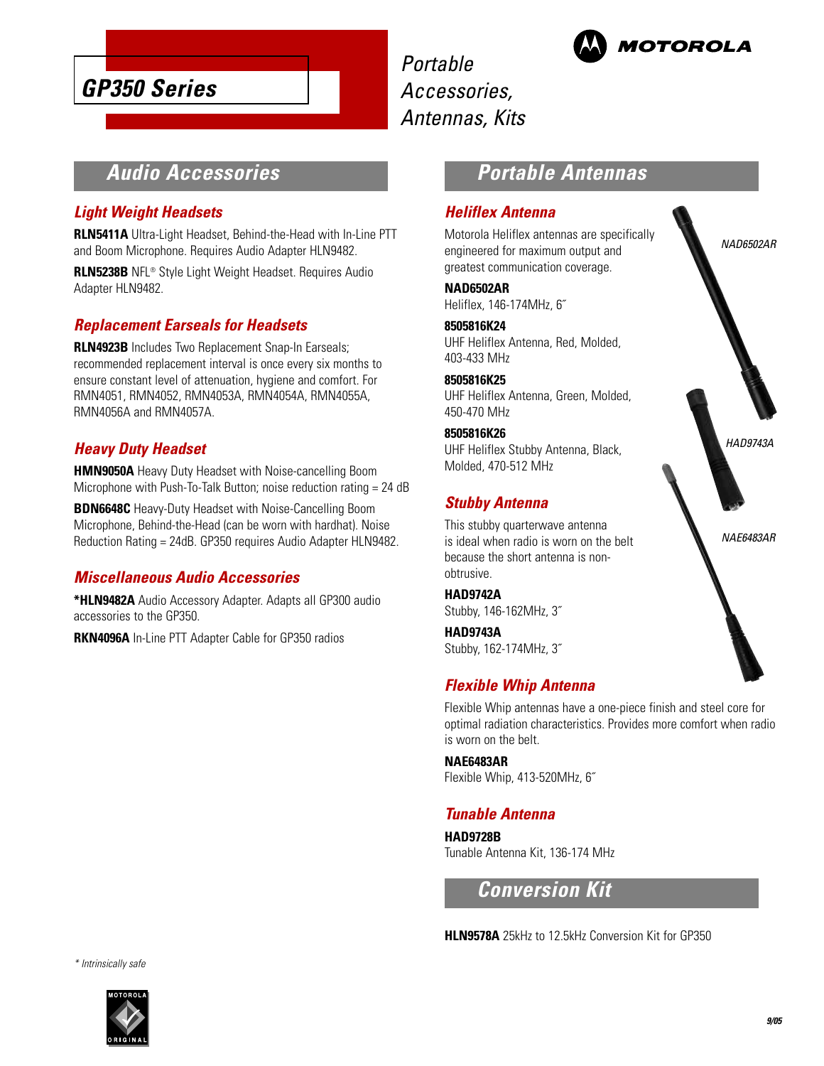# GP350 Series

*Portable Accessories, Antennas, Kits*

## Audio Accessories

### Light Weight Headsets

**RLN5411A** Ultra-Light Headset, Behind-the-Head with In-Line PTT and Boom Microphone. Requires Audio Adapter HLN9482.

**RLN5238B** NFL® Style Light Weight Headset. Requires Audio Adapter HLN9482.

### Replacement Earseals for Headsets

**RLN4923B** Includes Two Replacement Snap-In Earseals; recommended replacement interval is once every six months to ensure constant level of attenuation, hygiene and comfort. For RMN4051, RMN4052, RMN4053A, RMN4054A, RMN4055A, RMN4056A and RMN4057A.

### Heavy Duty Headset

**HMN9050A** Heavy Duty Headset with Noise-cancelling Boom Microphone with Push-To-Talk Button; noise reduction rating = 24 dB

**BDN6648C** Heavy-Duty Headset with Noise-Cancelling Boom Microphone, Behind-the-Head (can be worn with hardhat). Noise Reduction Rating = 24dB. GP350 requires Audio Adapter HLN9482.

### Miscellaneous Audio Accessories

**\*HLN9482A** Audio Accessory Adapter. Adapts all GP300 audio accessories to the GP350.

**RKN4096A** In-Line PTT Adapter Cable for GP350 radios

## Portable Antennas

### Heliflex Antenna

Motorola Heliflex antennas are specifically engineered for maximum output and greatest communication coverage.

**NAD6502AR**
Heliflex, 146-174MHz, 6˝

**8505816K24**
UHF Heliflex Antenna, Red, Molded, 403-433 MHz

**8505816K25**
UHF Heliflex Antenna, Green, Molded, 450-470 MHz

**8505816K26**
UHF Heliflex Stubby Antenna, Black, Molded, 470-512 MHz

### Stubby Antenna

This stubby quarterwave antenna is ideal when radio is worn on the belt because the short antenna is non-obtrusive.

**HAD9742A**
Stubby, 146-162MHz, 3˝

**HAD9743A**
Stubby, 162-174MHz, 3˝

*NAD6502AR*

*HAD9743A*

*NAE6483AR*

### Flexible Whip Antenna

Flexible Whip antennas have a one-piece finish and steel core for optimal radiation characteristics. Provides more comfort when radio is worn on the belt.

**NAE6483AR**
Flexible Whip, 413-520MHz, 6˝

### Tunable Antenna

**HAD9728B**
Tunable Antenna Kit, 136-174 MHz

## Conversion Kit

**HLN9578A** 25kHz to 12.5kHz Conversion Kit for GP350

*\* Intrinsically safe*

9/05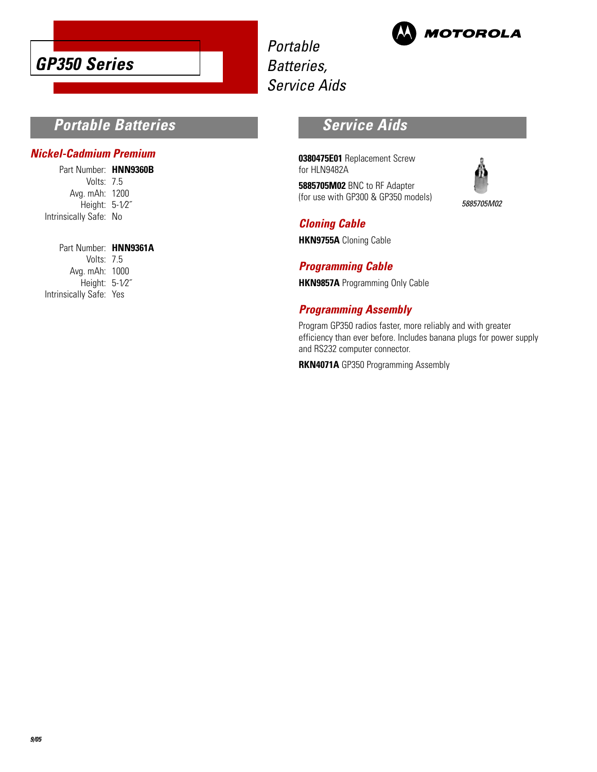# GP350 Series

*Portable Batteries, Service Aids*

## Portable Batteries

### Nickel-Cadmium Premium

| | |
|---|---|
| Part Number: | **HNN9360B** |
| Volts: | 7.5 |
| Avg. mAh: | 1200 |
| Height: | 5-1⁄2˝ |
| Intrinsically Safe: | No |

| | |
|---|---|
| Part Number: | **HNN9361A** |
| Volts: | 7.5 |
| Avg. mAh: | 1000 |
| Height: | 5-1⁄2˝ |
| Intrinsically Safe: | Yes |

## Service Aids

**0380475E01** Replacement Screw for HLN9482A

**5885705M02** BNC to RF Adapter (for use with GP300 & GP350 models)

*5885705M02*

### Cloning Cable

**HKN9755A** Cloning Cable

### Programming Cable

**HKN9857A** Programming Only Cable

### Programming Assembly

Program GP350 radios faster, more reliably and with greater efficiency than ever before. Includes banana plugs for power supply and RS232 computer connector.

**RKN4071A** GP350 Programming Assembly

9/05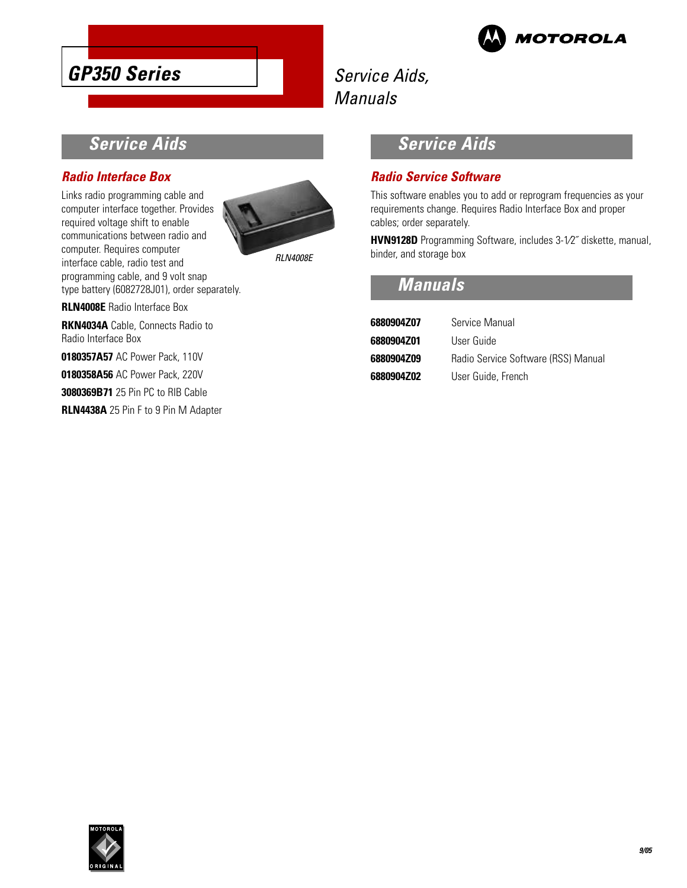# GP350 Series

## Service Aids, Manuals

## Service Aids

### Radio Interface Box

Links radio programming cable and computer interface together. Provides required voltage shift to enable communications between radio and computer. Requires computer interface cable, radio test and programming cable, and 9 volt snap type battery (6082728J01), order separately.

*RLN4008E*

**RLN4008E** Radio Interface Box

**RKN4034A** Cable, Connects Radio to Radio Interface Box

**0180357A57** AC Power Pack, 110V

**0180358A56** AC Power Pack, 220V

**3080369B71** 25 Pin PC to RIB Cable

**RLN4438A** 25 Pin F to 9 Pin M Adapter

## Service Aids

### Radio Service Software

This software enables you to add or reprogram frequencies as your requirements change. Requires Radio Interface Box and proper cables; order separately.

**HVN9128D** Programming Software, includes 3-1⁄2″ diskette, manual, binder, and storage box

## Manuals

| | |
|---|---|
| **6880904Z07** | Service Manual |
| **6880904Z01** | User Guide |
| **6880904Z09** | Radio Service Software (RSS) Manual |
| **6880904Z02** | User Guide, French |

9/05